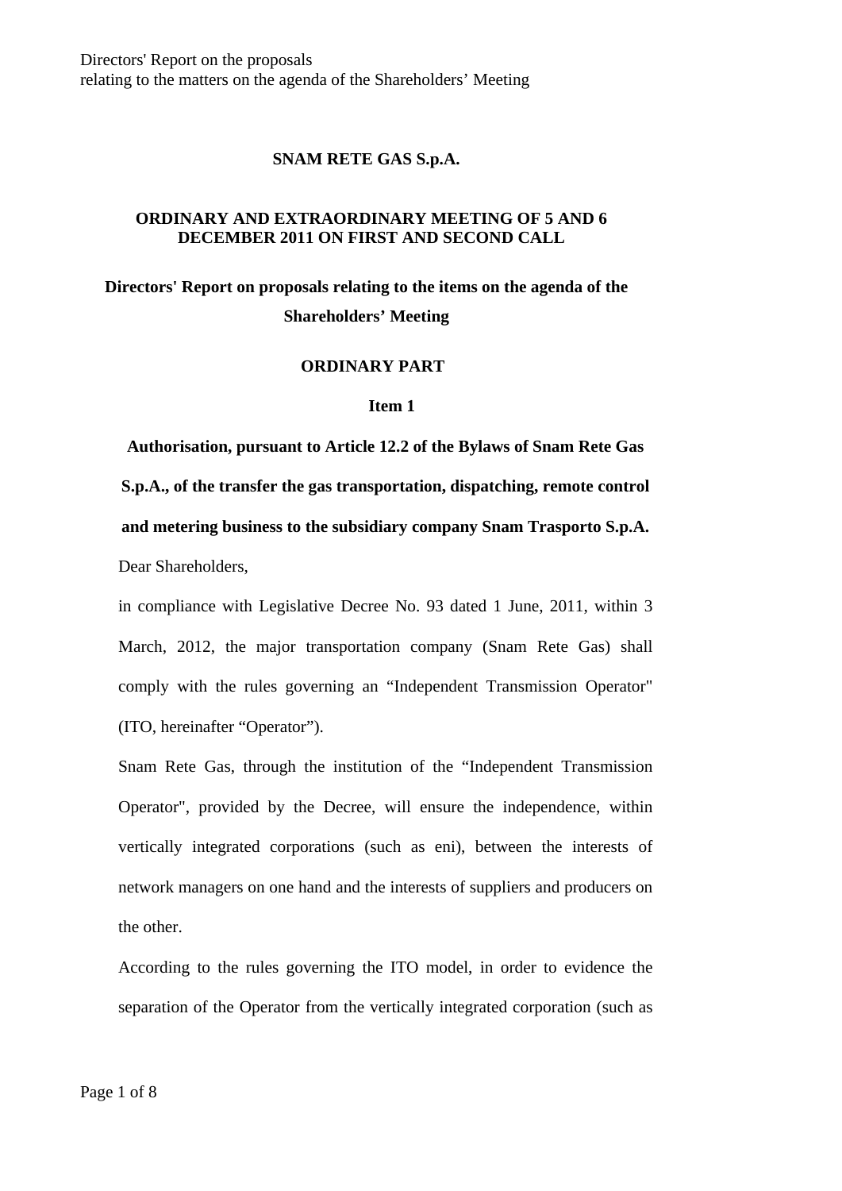# SNAM RETE GAS S.p.A.

## ORDINARY AND EXTRAORDINARY MEETING OF 5 AND 6 DECEMBER 2011 ON FIRST AND SECOND CALL

## Directors' Report on proposals relating to the items on the agenda of the Shareholders' Meeting

### ORDINARY PART

### Item 1

### Authorisation, pursuant to Article 12.2 of the Bylaws of Snam Rete Gas S.p.A., of the transfer the gas transportation, dispatching, remote control and metering business to the subsidiary company Snam Trasporto S.p.A.

Dear Shareholders,

in compliance with Legislative Decree No. 93 dated 1 June, 2011, within 3 March, 2012, the major transportation company (Snam Rete Gas) shall comply with the rules governing an "Independent Transmission Operator" (ITO, hereinafter "Operator").

Snam Rete Gas, through the institution of the "Independent Transmission Operator", provided by the Decree, will ensure the independence, within vertically integrated corporations (such as eni), between the interests of network managers on one hand and the interests of suppliers and producers on the other.

According to the rules governing the ITO model, in order to evidence the separation of the Operator from the vertically integrated corporation (such as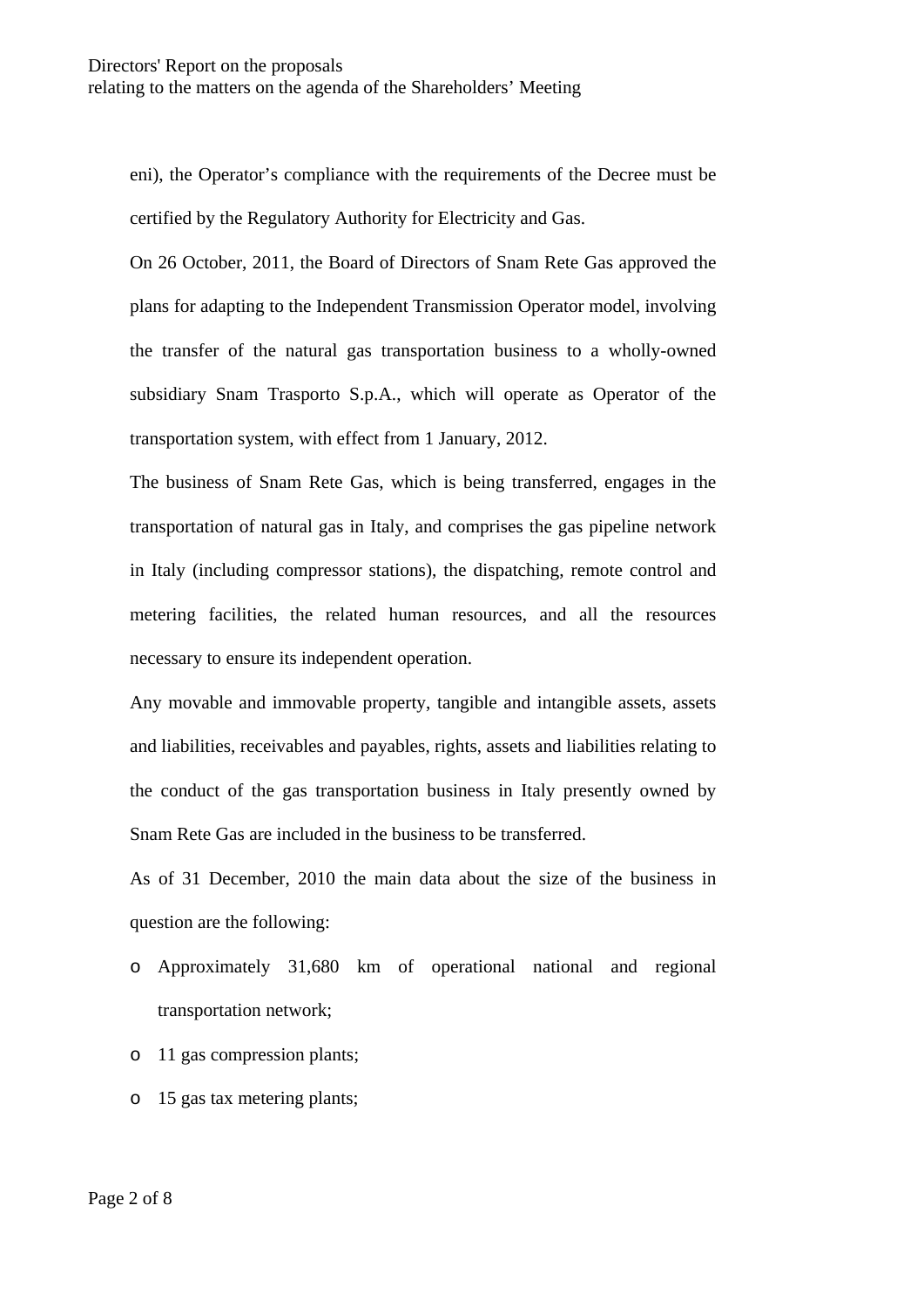eni), the Operator’s compliance with the requirements of the Decree must be certified by the Regulatory Authority for Electricity and Gas.

On 26 October, 2011, the Board of Directors of Snam Rete Gas approved the plans for adapting to the Independent Transmission Operator model, involving the transfer of the natural gas transportation business to a wholly-owned subsidiary Snam Trasporto S.p.A., which will operate as Operator of the transportation system, with effect from 1 January, 2012.

The business of Snam Rete Gas, which is being transferred, engages in the transportation of natural gas in Italy, and comprises the gas pipeline network in Italy (including compressor stations), the dispatching, remote control and metering facilities, the related human resources, and all the resources necessary to ensure its independent operation.

Any movable and immovable property, tangible and intangible assets, assets and liabilities, receivables and payables, rights, assets and liabilities relating to the conduct of the gas transportation business in Italy presently owned by Snam Rete Gas are included in the business to be transferred.

As of 31 December, 2010 the main data about the size of the business in question are the following:

- Approximately 31,680 km of operational national and regional transportation network;
- 11 gas compression plants;
- 15 gas tax metering plants;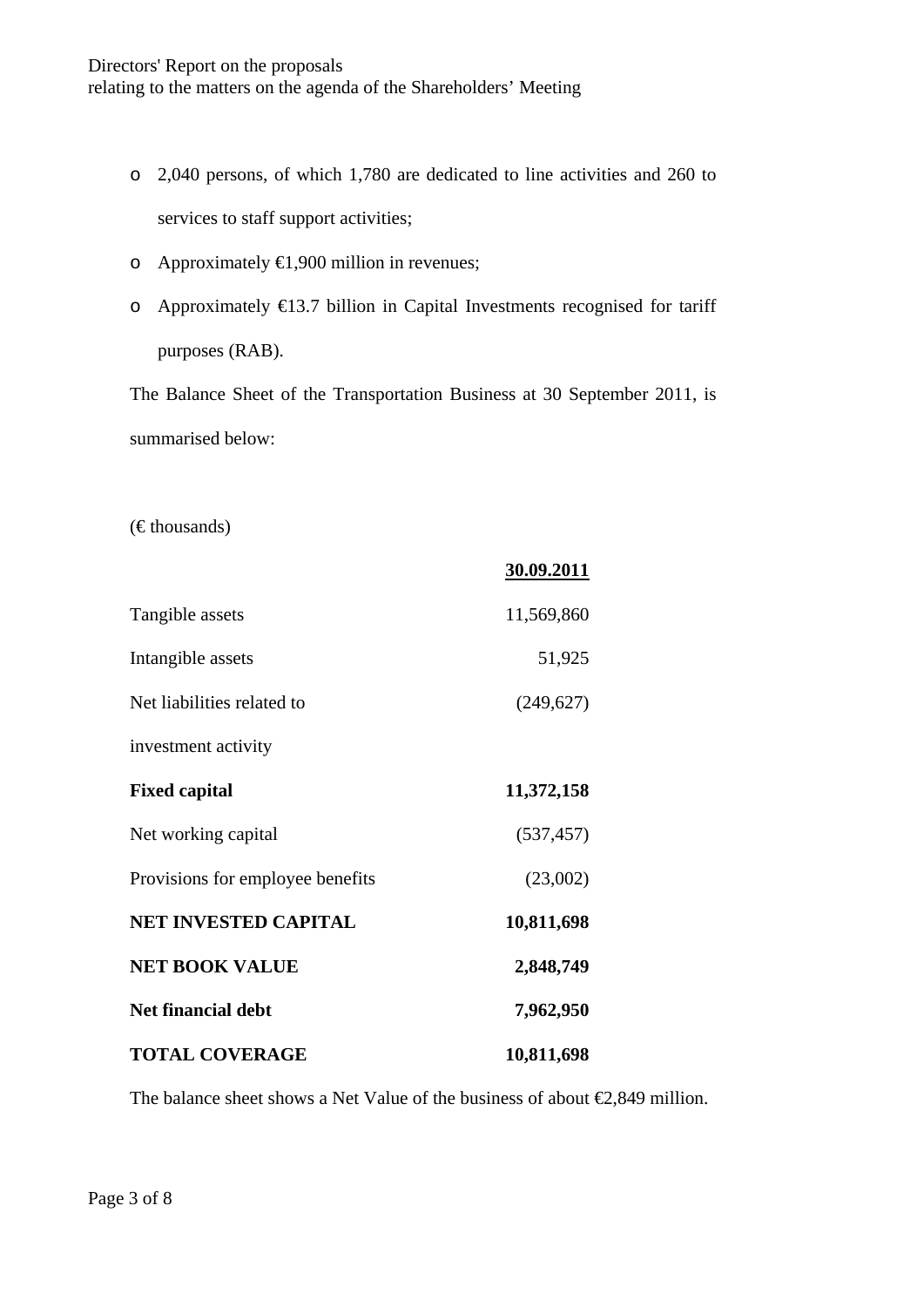- 2,040 persons, of which 1,780 are dedicated to line activities and 260 to services to staff support activities;
- Approximately €1,900 million in revenues;
- Approximately €13.7 billion in Capital Investments recognised for tariff purposes (RAB).

The Balance Sheet of the Transportation Business at 30 September 2011, is summarised below:

(€ thousands)

| | 30.09.2011 |
|---|---:|
| Tangible assets | 11,569,860 |
| Intangible assets | 51,925 |
| Net liabilities related to investment activity | (249,627) |
| **Fixed capital** | **11,372,158** |
| Net working capital | (537,457) |
| Provisions for employee benefits | (23,002) |
| **NET INVESTED CAPITAL** | **10,811,698** |
| **NET BOOK VALUE** | **2,848,749** |
| **Net financial debt** | **7,962,950** |
| **TOTAL COVERAGE** | **10,811,698** |

The balance sheet shows a Net Value of the business of about €2,849 million.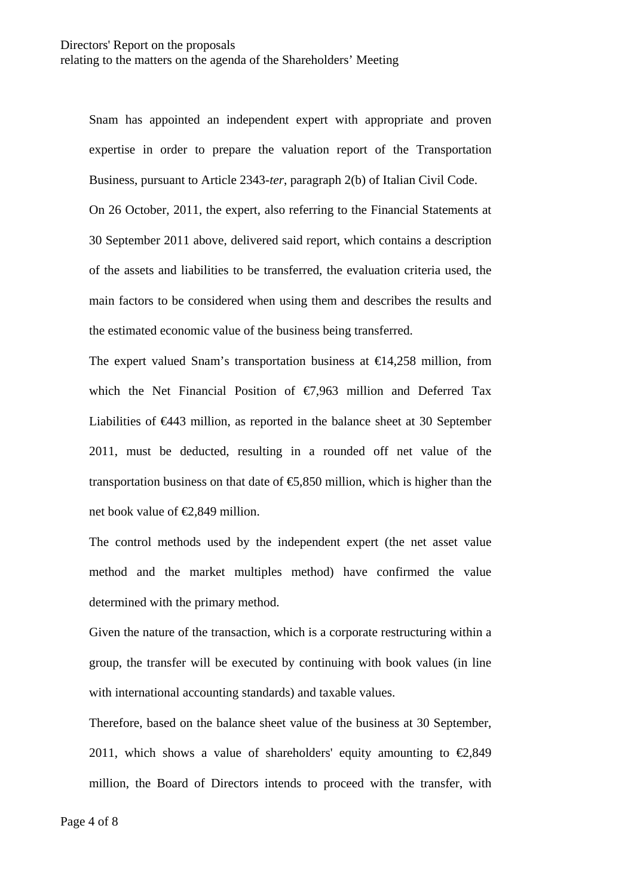Snam has appointed an independent expert with appropriate and proven expertise in order to prepare the valuation report of the Transportation Business, pursuant to Article 2343-*ter*, paragraph 2(b) of Italian Civil Code.

On 26 October, 2011, the expert, also referring to the Financial Statements at 30 September 2011 above, delivered said report, which contains a description of the assets and liabilities to be transferred, the evaluation criteria used, the main factors to be considered when using them and describes the results and the estimated economic value of the business being transferred.

The expert valued Snam's transportation business at €14,258 million, from which the Net Financial Position of €7,963 million and Deferred Tax Liabilities of €443 million, as reported in the balance sheet at 30 September 2011, must be deducted, resulting in a rounded off net value of the transportation business on that date of €5,850 million, which is higher than the net book value of €2,849 million.

The control methods used by the independent expert (the net asset value method and the market multiples method) have confirmed the value determined with the primary method.

Given the nature of the transaction, which is a corporate restructuring within a group, the transfer will be executed by continuing with book values (in line with international accounting standards) and taxable values.

Therefore, based on the balance sheet value of the business at 30 September, 2011, which shows a value of shareholders' equity amounting to €2,849 million, the Board of Directors intends to proceed with the transfer, with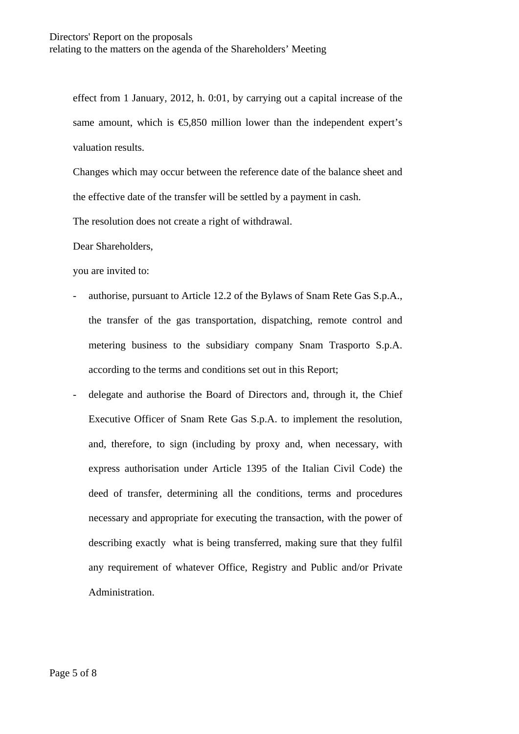effect from 1 January, 2012, h. 0:01, by carrying out a capital increase of the same amount, which is €5,850 million lower than the independent expert's valuation results.

Changes which may occur between the reference date of the balance sheet and the effective date of the transfer will be settled by a payment in cash.

The resolution does not create a right of withdrawal.

Dear Shareholders,

you are invited to:

- authorise, pursuant to Article 12.2 of the Bylaws of Snam Rete Gas S.p.A., the transfer of the gas transportation, dispatching, remote control and metering business to the subsidiary company Snam Trasporto S.p.A. according to the terms and conditions set out in this Report;
- delegate and authorise the Board of Directors and, through it, the Chief Executive Officer of Snam Rete Gas S.p.A. to implement the resolution, and, therefore, to sign (including by proxy and, when necessary, with express authorisation under Article 1395 of the Italian Civil Code) the deed of transfer, determining all the conditions, terms and procedures necessary and appropriate for executing the transaction, with the power of describing exactly what is being transferred, making sure that they fulfil any requirement of whatever Office, Registry and Public and/or Private Administration.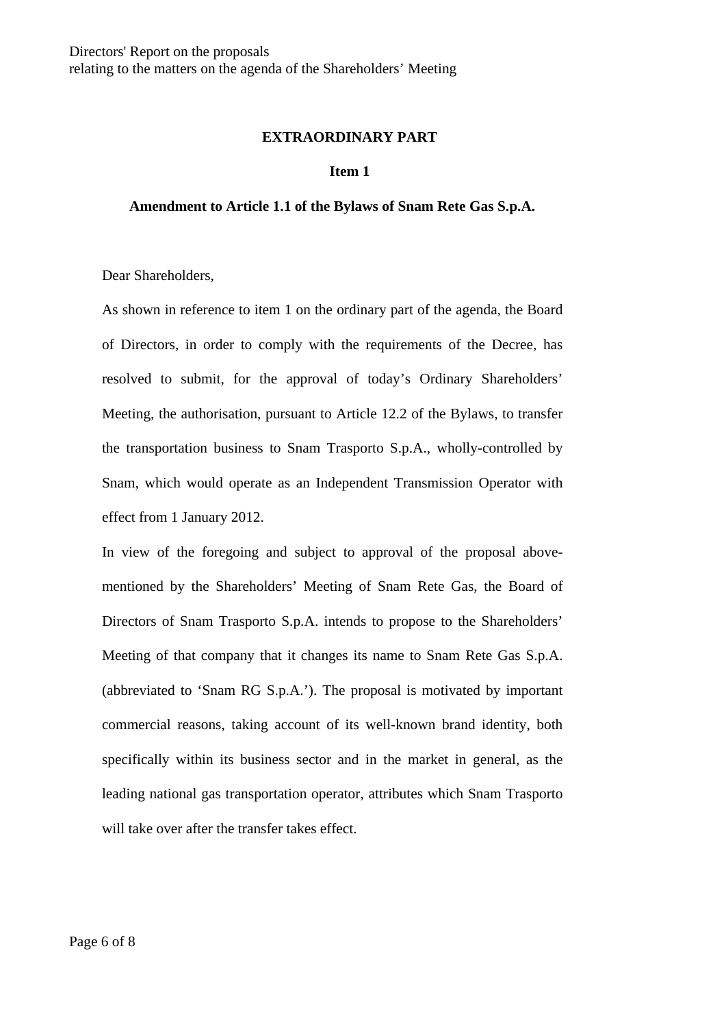## EXTRAORDINARY PART

### Item 1

### Amendment to Article 1.1 of the Bylaws of Snam Rete Gas S.p.A.

Dear Shareholders,

As shown in reference to item 1 on the ordinary part of the agenda, the Board of Directors, in order to comply with the requirements of the Decree, has resolved to submit, for the approval of today's Ordinary Shareholders' Meeting, the authorisation, pursuant to Article 12.2 of the Bylaws, to transfer the transportation business to Snam Trasporto S.p.A., wholly-controlled by Snam, which would operate as an Independent Transmission Operator with effect from 1 January 2012.

In view of the foregoing and subject to approval of the proposal above-mentioned by the Shareholders' Meeting of Snam Rete Gas, the Board of Directors of Snam Trasporto S.p.A. intends to propose to the Shareholders' Meeting of that company that it changes its name to Snam Rete Gas S.p.A. (abbreviated to 'Snam RG S.p.A.'). The proposal is motivated by important commercial reasons, taking account of its well-known brand identity, both specifically within its business sector and in the market in general, as the leading national gas transportation operator, attributes which Snam Trasporto will take over after the transfer takes effect.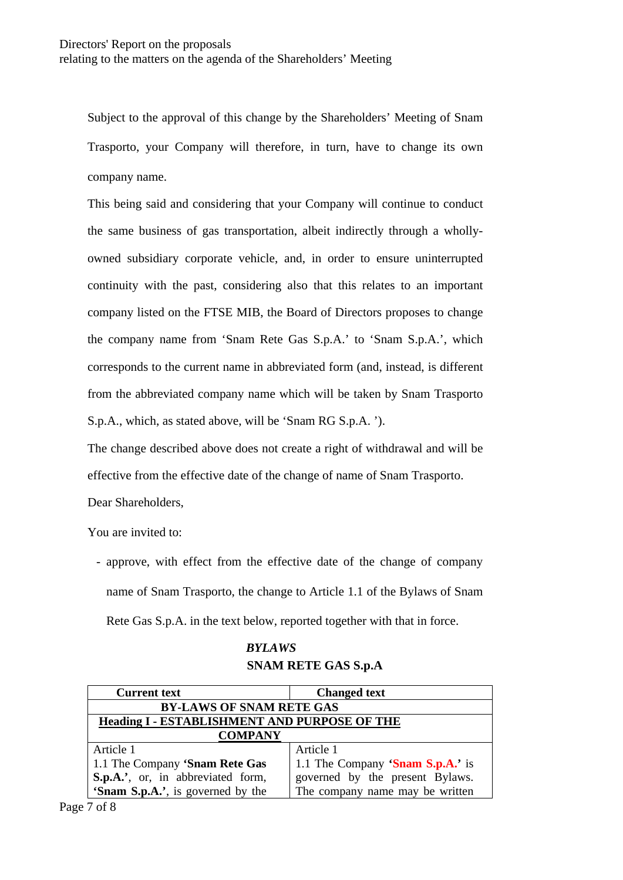Subject to the approval of this change by the Shareholders' Meeting of Snam Trasporto, your Company will therefore, in turn, have to change its own company name.

This being said and considering that your Company will continue to conduct the same business of gas transportation, albeit indirectly through a wholly-owned subsidiary corporate vehicle, and, in order to ensure uninterrupted continuity with the past, considering also that this relates to an important company listed on the FTSE MIB, the Board of Directors proposes to change the company name from 'Snam Rete Gas S.p.A.' to 'Snam S.p.A.', which corresponds to the current name in abbreviated form (and, instead, is different from the abbreviated company name which will be taken by Snam Trasporto S.p.A., which, as stated above, will be 'Snam RG S.p.A. ').

The change described above does not create a right of withdrawal and will be effective from the effective date of the change of name of Snam Trasporto.

Dear Shareholders,

You are invited to:

- approve, with effect from the effective date of the change of company name of Snam Trasporto, the change to Article 1.1 of the Bylaws of Snam Rete Gas S.p.A. in the text below, reported together with that in force.

***BYLAWS***

**SNAM RETE GAS S.p.A**

| Current text | Changed text |
|---|---|
| **BY-LAWS OF SNAM RETE GAS** | |
| **Heading I - ESTABLISHMENT AND PURPOSE OF THE COMPANY** | |
| Article 1<br>1.1 The Company **'Snam Rete Gas S.p.A.'**, or, in abbreviated form, **'Snam S.p.A.'**, is governed by the | Article 1<br>1.1 The Company **'Snam S.p.A.'** is governed by the present Bylaws. The company name may be written |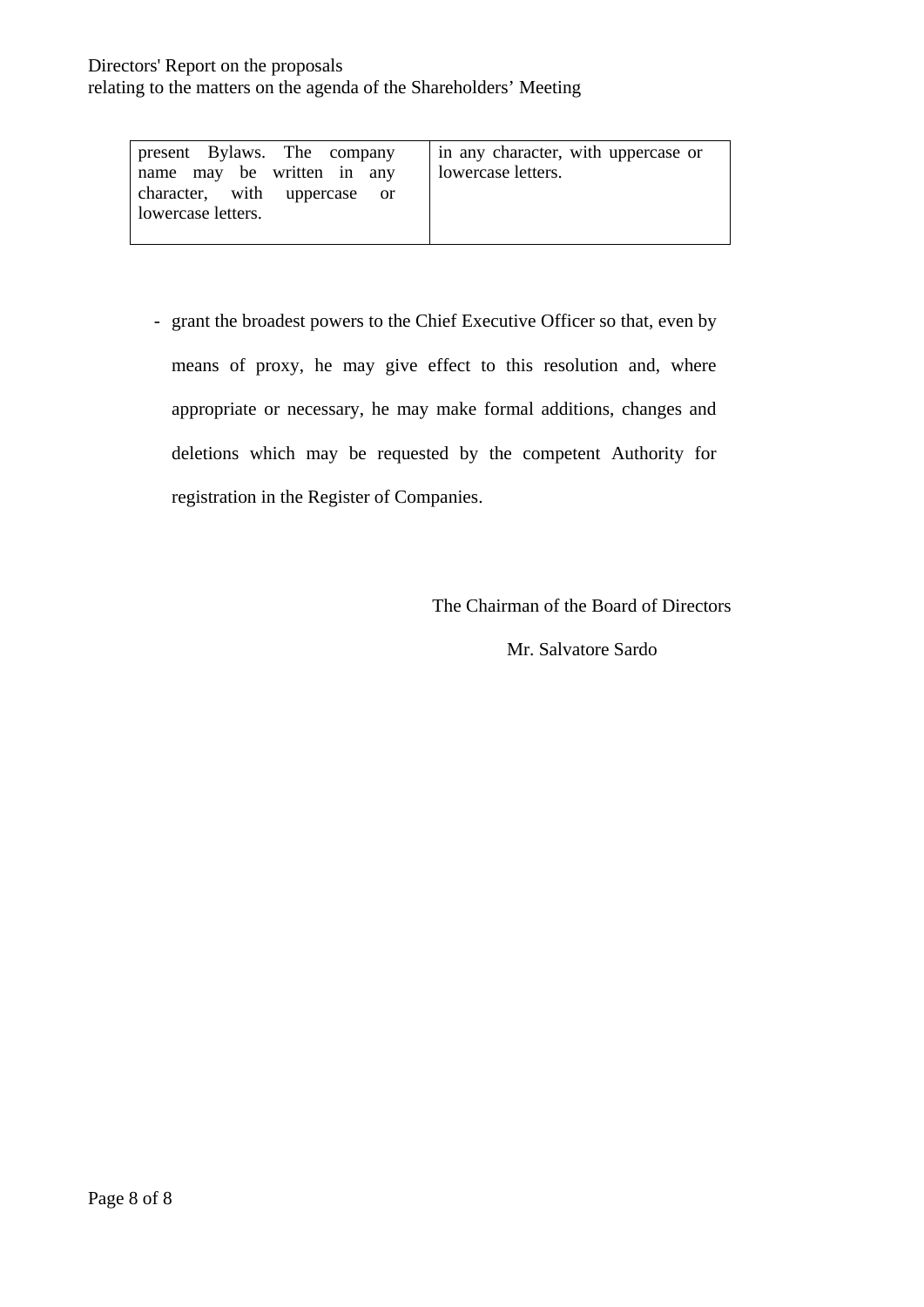| | |
|---|---|
| present Bylaws. The company name may be written in any character, with uppercase or lowercase letters. | in any character, with uppercase or lowercase letters. |

- grant the broadest powers to the Chief Executive Officer so that, even by means of proxy, he may give effect to this resolution and, where appropriate or necessary, he may make formal additions, changes and deletions which may be requested by the competent Authority for registration in the Register of Companies.

The Chairman of the Board of Directors

Mr. Salvatore Sardo